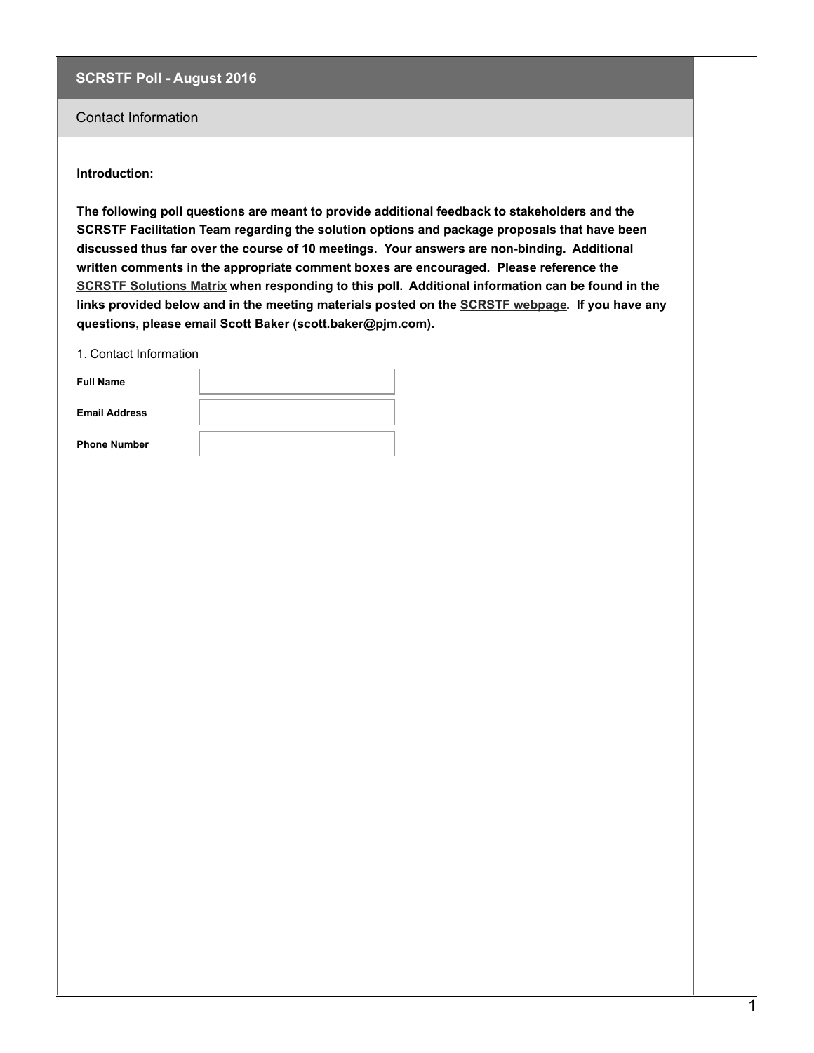# SCRSTF Poll - August 2016

## Contact Information

**Introduction:**

**The following poll questions are meant to provide additional feedback to stakeholders and the SCRSTF Facilitation Team regarding the solution options and package proposals that have been discussed thus far over the course of 10 meetings. Your answers are non-binding. Additional written comments in the appropriate comment boxes are encouraged. Please reference the SCRSTF Solutions Matrix when responding to this poll. Additional information can be found in the links provided below and in the meeting materials posted on the SCRSTF webpage. If you have any questions, please email Scott Baker (scott.baker@pjm.com).**

1. Contact Information

| | |
|---|---|
| **Full Name** | |
| **Email Address** | |
| **Phone Number** | |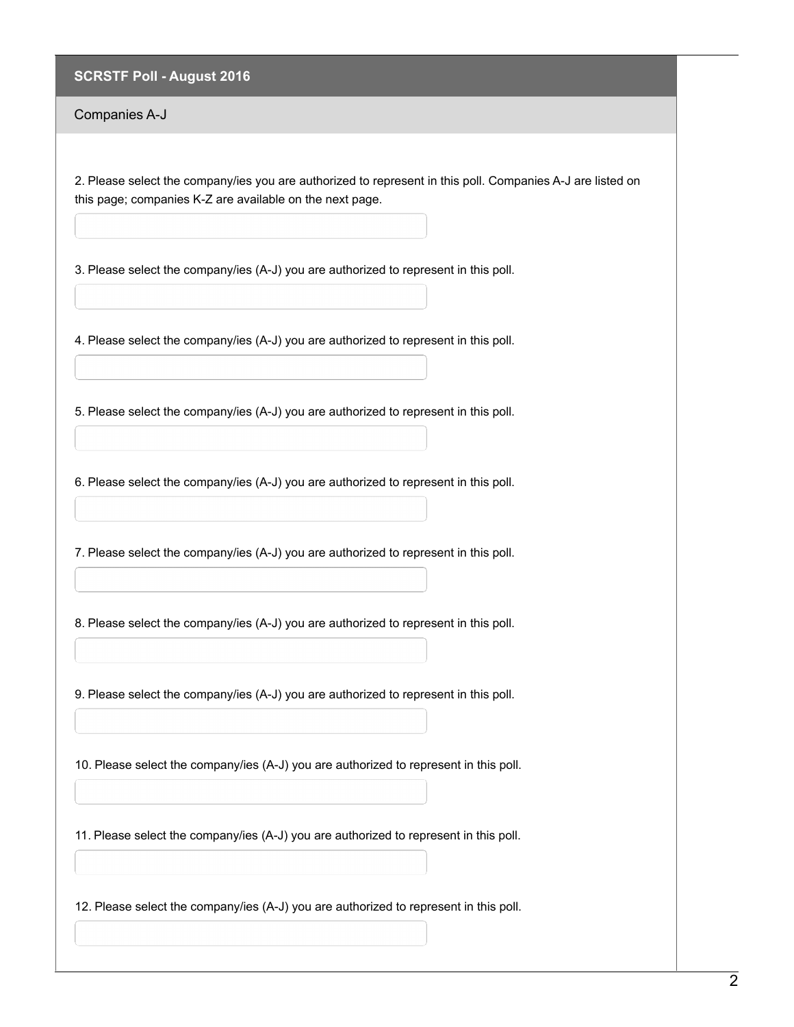## SCRSTF Poll - August 2016

### Companies A-J

2. Please select the company/ies you are authorized to represent in this poll. Companies A-J are listed on this page; companies K-Z are available on the next page.

3. Please select the company/ies (A-J) you are authorized to represent in this poll.

4. Please select the company/ies (A-J) you are authorized to represent in this poll.

5. Please select the company/ies (A-J) you are authorized to represent in this poll.

6. Please select the company/ies (A-J) you are authorized to represent in this poll.

7. Please select the company/ies (A-J) you are authorized to represent in this poll.

8. Please select the company/ies (A-J) you are authorized to represent in this poll.

9. Please select the company/ies (A-J) you are authorized to represent in this poll.

10. Please select the company/ies (A-J) you are authorized to represent in this poll.

11. Please select the company/ies (A-J) you are authorized to represent in this poll.

12. Please select the company/ies (A-J) you are authorized to represent in this poll.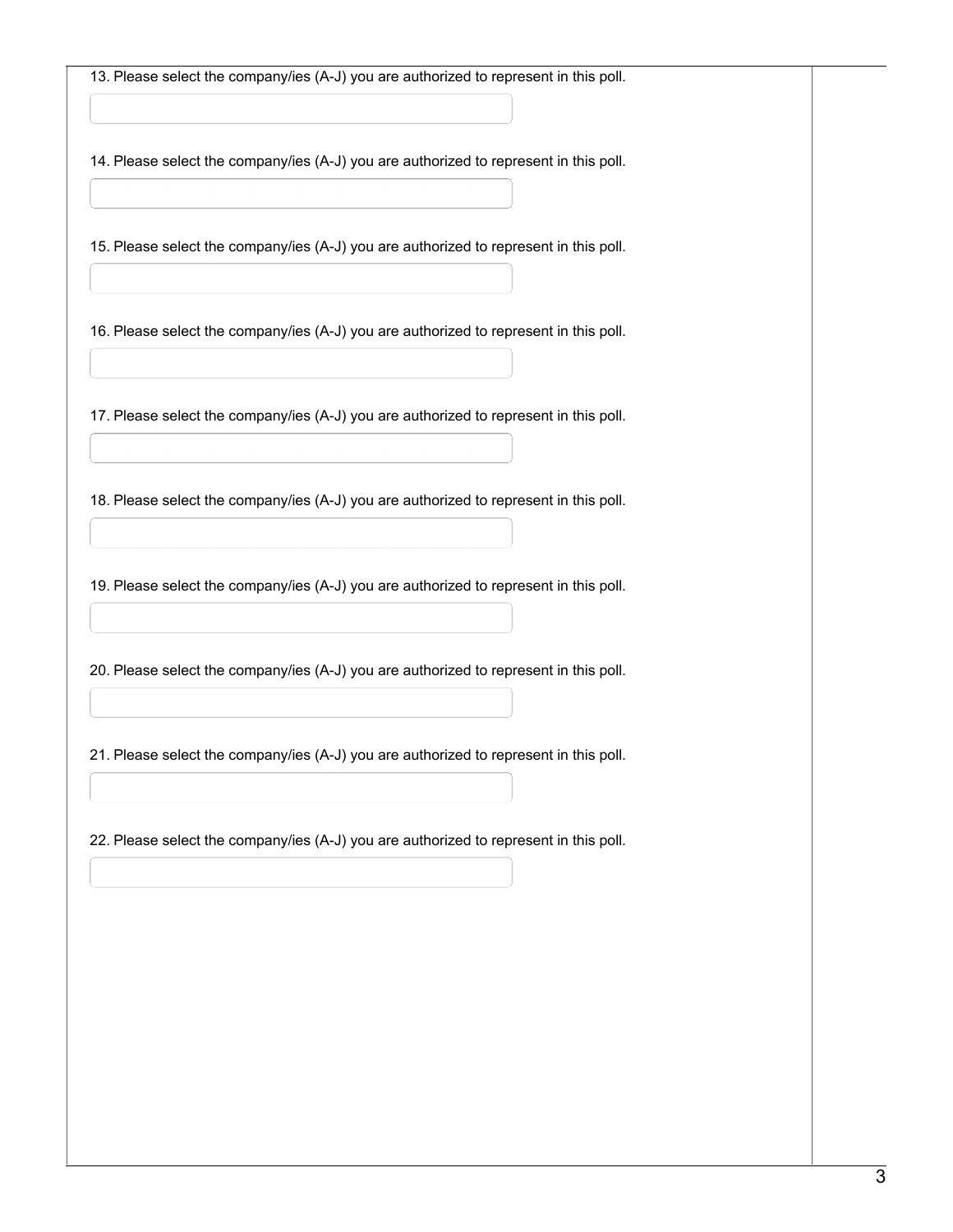13. Please select the company/ies (A-J) you are authorized to represent in this poll.

14. Please select the company/ies (A-J) you are authorized to represent in this poll.

15. Please select the company/ies (A-J) you are authorized to represent in this poll.

16. Please select the company/ies (A-J) you are authorized to represent in this poll.

17. Please select the company/ies (A-J) you are authorized to represent in this poll.

18. Please select the company/ies (A-J) you are authorized to represent in this poll.

19. Please select the company/ies (A-J) you are authorized to represent in this poll.

20. Please select the company/ies (A-J) you are authorized to represent in this poll.

21. Please select the company/ies (A-J) you are authorized to represent in this poll.

22. Please select the company/ies (A-J) you are authorized to represent in this poll.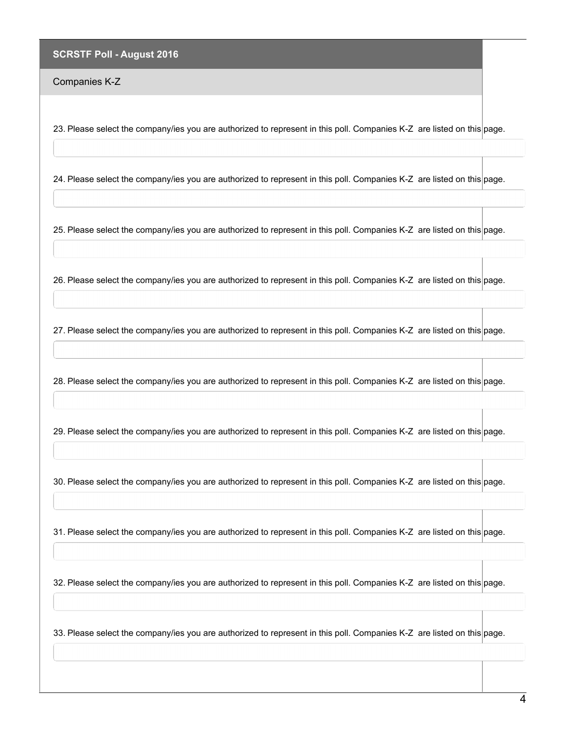## SCRSTF Poll - August 2016

### Companies K-Z

23. Please select the company/ies you are authorized to represent in this poll. Companies K-Z are listed on this page.

24. Please select the company/ies you are authorized to represent in this poll. Companies K-Z are listed on this page.

25. Please select the company/ies you are authorized to represent in this poll. Companies K-Z are listed on this page.

26. Please select the company/ies you are authorized to represent in this poll. Companies K-Z are listed on this page.

27. Please select the company/ies you are authorized to represent in this poll. Companies K-Z are listed on this page.

28. Please select the company/ies you are authorized to represent in this poll. Companies K-Z are listed on this page.

29. Please select the company/ies you are authorized to represent in this poll. Companies K-Z are listed on this page.

30. Please select the company/ies you are authorized to represent in this poll. Companies K-Z are listed on this page.

31. Please select the company/ies you are authorized to represent in this poll. Companies K-Z are listed on this page.

32. Please select the company/ies you are authorized to represent in this poll. Companies K-Z are listed on this page.

33. Please select the company/ies you are authorized to represent in this poll. Companies K-Z are listed on this page.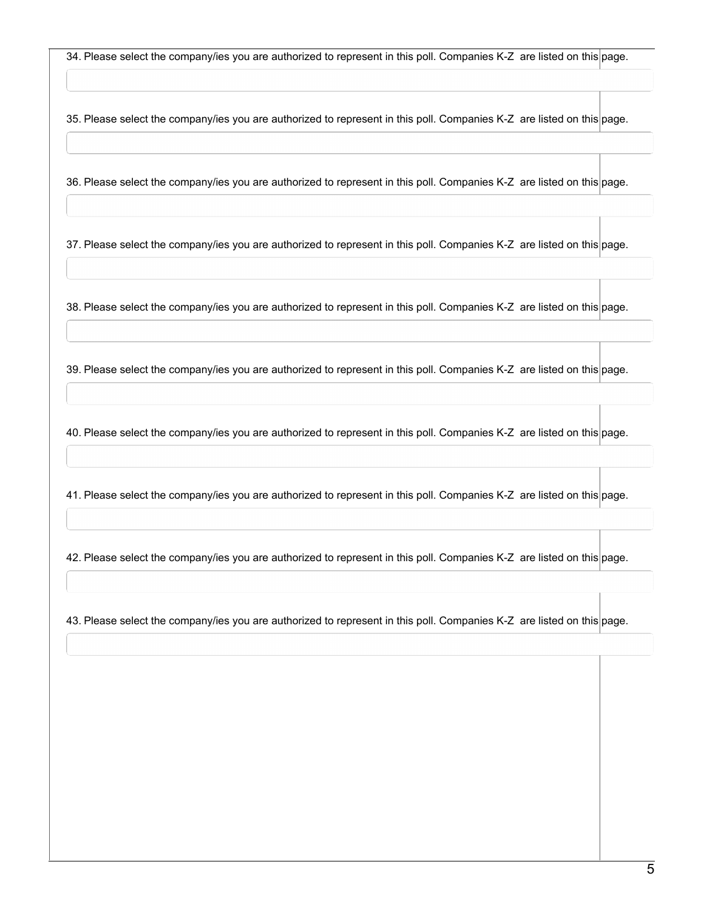34. Please select the company/ies you are authorized to represent in this poll. Companies K-Z are listed on this page.

35. Please select the company/ies you are authorized to represent in this poll. Companies K-Z are listed on this page.

36. Please select the company/ies you are authorized to represent in this poll. Companies K-Z are listed on this page.

37. Please select the company/ies you are authorized to represent in this poll. Companies K-Z are listed on this page.

38. Please select the company/ies you are authorized to represent in this poll. Companies K-Z are listed on this page.

39. Please select the company/ies you are authorized to represent in this poll. Companies K-Z are listed on this page.

40. Please select the company/ies you are authorized to represent in this poll. Companies K-Z are listed on this page.

41. Please select the company/ies you are authorized to represent in this poll. Companies K-Z are listed on this page.

42. Please select the company/ies you are authorized to represent in this poll. Companies K-Z are listed on this page.

43. Please select the company/ies you are authorized to represent in this poll. Companies K-Z are listed on this page.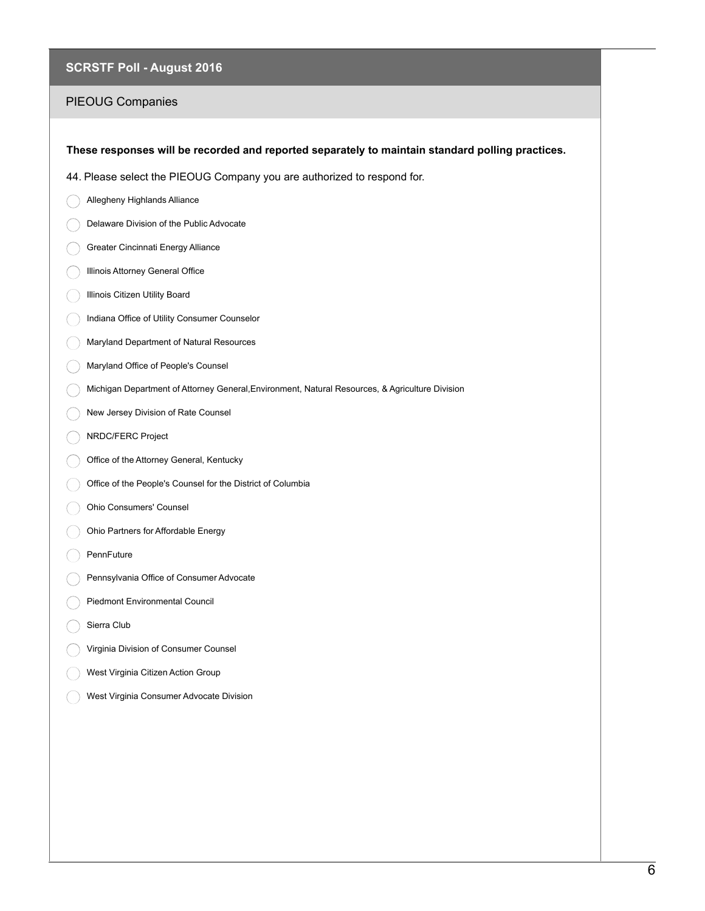# SCRSTF Poll - August 2016

## PIEOUG Companies

**These responses will be recorded and reported separately to maintain standard polling practices.**

44. Please select the PIEOUG Company you are authorized to respond for.

- Allegheny Highlands Alliance
- Delaware Division of the Public Advocate
- Greater Cincinnati Energy Alliance
- Illinois Attorney General Office
- Illinois Citizen Utility Board
- Indiana Office of Utility Consumer Counselor
- Maryland Department of Natural Resources
- Maryland Office of People's Counsel
- Michigan Department of Attorney General,Environment, Natural Resources, & Agriculture Division
- New Jersey Division of Rate Counsel
- NRDC/FERC Project
- Office of the Attorney General, Kentucky
- Office of the People's Counsel for the District of Columbia
- Ohio Consumers' Counsel
- Ohio Partners for Affordable Energy
- PennFuture
- Pennsylvania Office of Consumer Advocate
- Piedmont Environmental Council
- Sierra Club
- Virginia Division of Consumer Counsel
- West Virginia Citizen Action Group
- West Virginia Consumer Advocate Division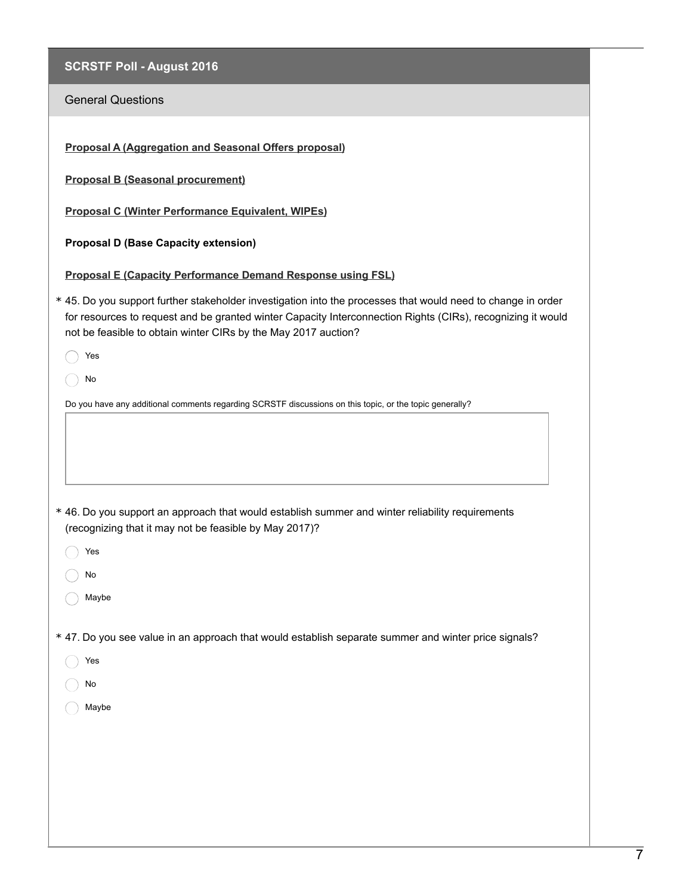## SCRSTF Poll - August 2016

### General Questions

**Proposal A (Aggregation and Seasonal Offers proposal)**

**Proposal B (Seasonal procurement)**

**Proposal C (Winter Performance Equivalent, WIPEs)**

**Proposal D (Base Capacity extension)**

**Proposal E (Capacity Performance Demand Response using FSL)**

\* 45. Do you support further stakeholder investigation into the processes that would need to change in order for resources to request and be granted winter Capacity Interconnection Rights (CIRs), recognizing it would not be feasible to obtain winter CIRs by the May 2017 auction?

- Yes
- No

Do you have any additional comments regarding SCRSTF discussions on this topic, or the topic generally?

\* 46. Do you support an approach that would establish summer and winter reliability requirements (recognizing that it may not be feasible by May 2017)?

- Yes
- No
- Maybe

\* 47. Do you see value in an approach that would establish separate summer and winter price signals?

- Yes
- No
- Maybe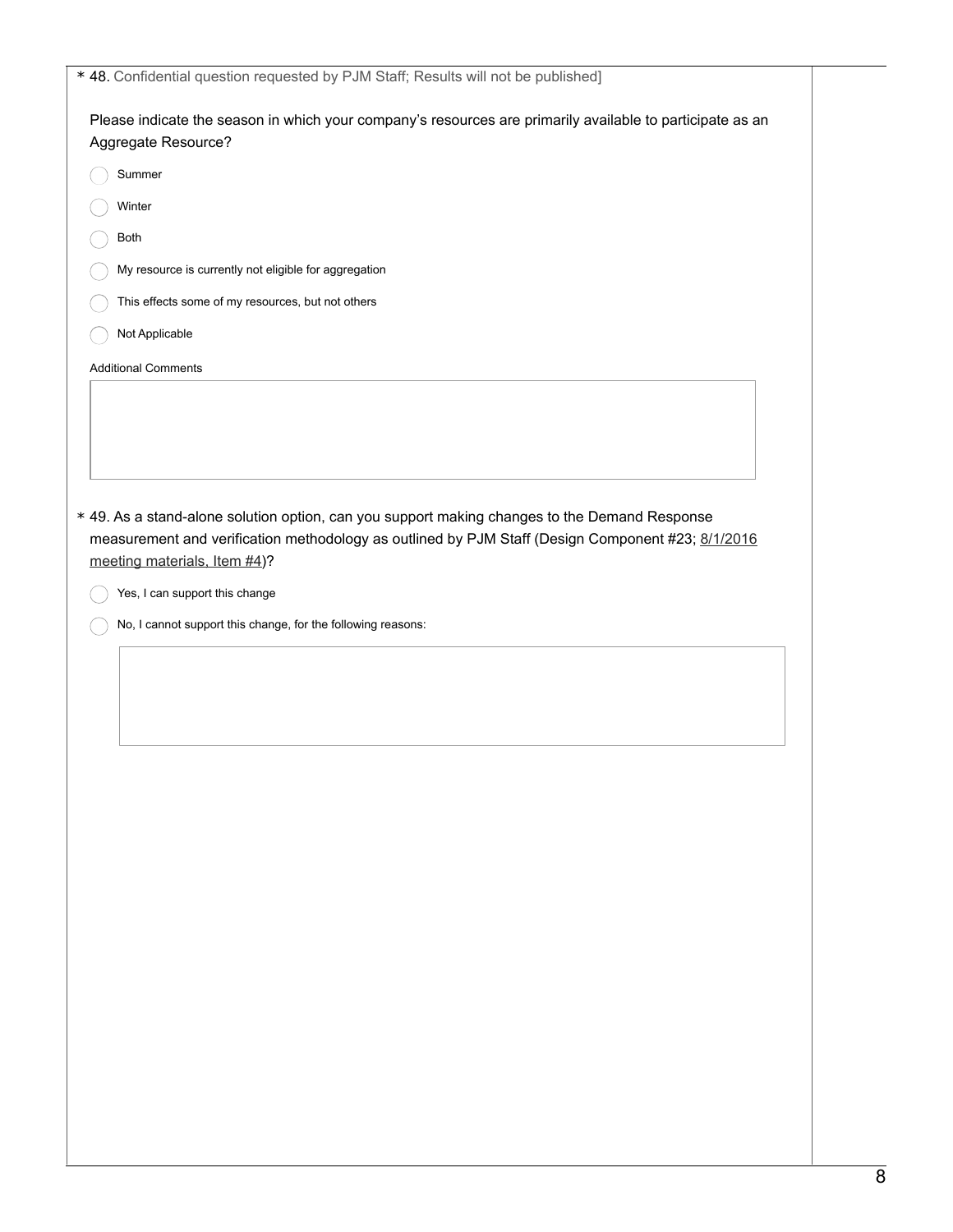\* 48. Confidential question requested by PJM Staff; Results will not be published]

Please indicate the season in which your company's resources are primarily available to participate as an Aggregate Resource?

- ◯ Summer
- ◯ Winter
- ◯ Both
- ◯ My resource is currently not eligible for aggregation
- ◯ This effects some of my resources, but not others
- ◯ Not Applicable

Additional Comments

\* 49. As a stand-alone solution option, can you support making changes to the Demand Response measurement and verification methodology as outlined by PJM Staff (Design Component #23; 8/1/2016 meeting materials, Item #4)?

- ◯ Yes, I can support this change
- ◯ No, I cannot support this change, for the following reasons: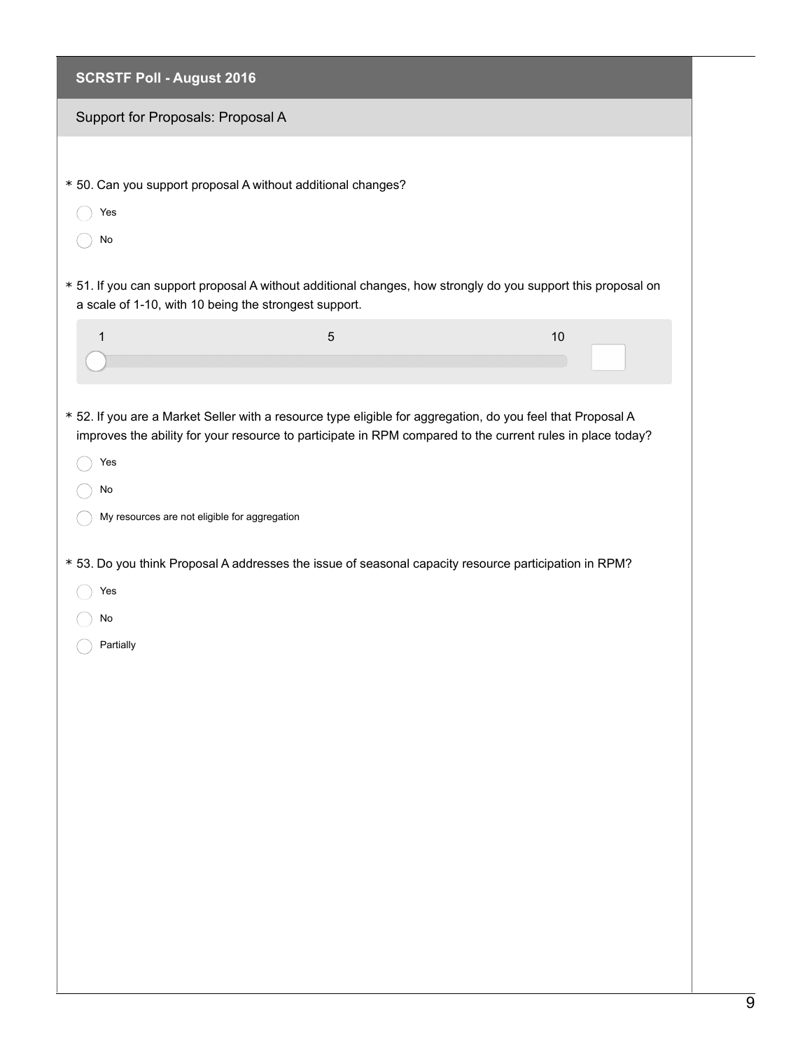## SCRSTF Poll - August 2016

### Support for Proposals: Proposal A

\* 50. Can you support proposal A without additional changes?

- ◯ Yes
- ◯ No

\* 51. If you can support proposal A without additional changes, how strongly do you support this proposal on a scale of 1-10, with 10 being the strongest support.

1 &nbsp;&nbsp;&nbsp;&nbsp;&nbsp;&nbsp;&nbsp;&nbsp;&nbsp;&nbsp; 5 &nbsp;&nbsp;&nbsp;&nbsp;&nbsp;&nbsp;&nbsp;&nbsp;&nbsp;&nbsp; 10

\* 52. If you are a Market Seller with a resource type eligible for aggregation, do you feel that Proposal A improves the ability for your resource to participate in RPM compared to the current rules in place today?

- ◯ Yes
- ◯ No
- ◯ My resources are not eligible for aggregation

\* 53. Do you think Proposal A addresses the issue of seasonal capacity resource participation in RPM?

- ◯ Yes
- ◯ No
- ◯ Partially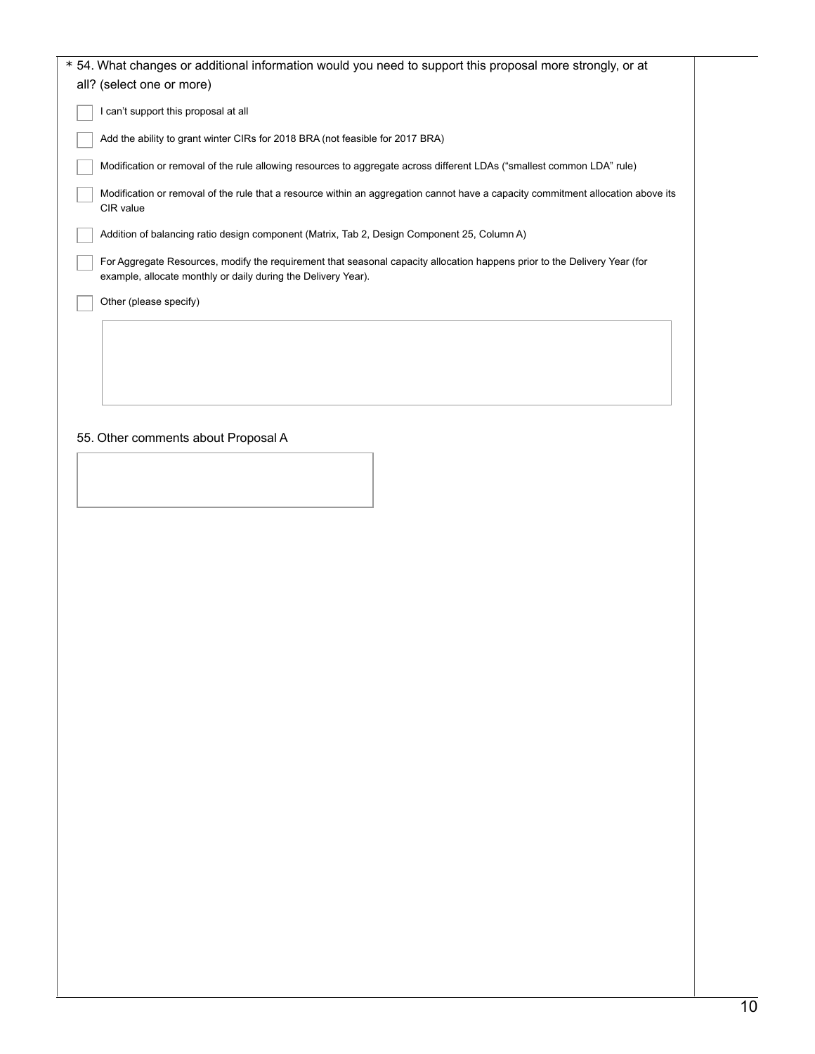\* 54. What changes or additional information would you need to support this proposal more strongly, or at all? (select one or more)

- [ ] I can't support this proposal at all
- [ ] Add the ability to grant winter CIRs for 2018 BRA (not feasible for 2017 BRA)
- [ ] Modification or removal of the rule allowing resources to aggregate across different LDAs ("smallest common LDA" rule)
- [ ] Modification or removal of the rule that a resource within an aggregation cannot have a capacity commitment allocation above its CIR value
- [ ] Addition of balancing ratio design component (Matrix, Tab 2, Design Component 25, Column A)
- [ ] For Aggregate Resources, modify the requirement that seasonal capacity allocation happens prior to the Delivery Year (for example, allocate monthly or daily during the Delivery Year).
- [ ] Other (please specify)

55. Other comments about Proposal A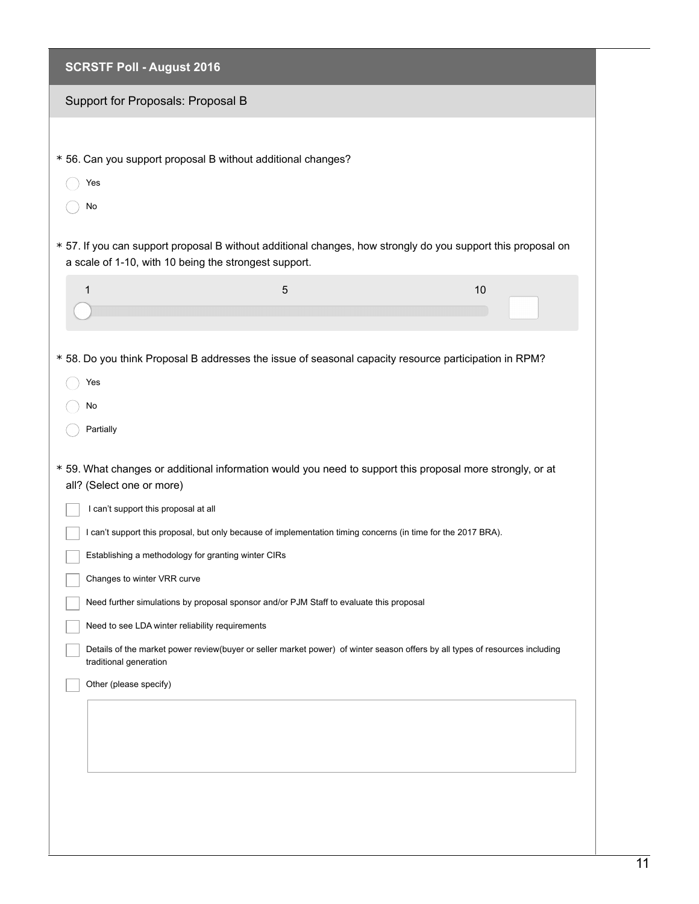## SCRSTF Poll - August 2016

### Support for Proposals: Proposal B

\* 56. Can you support proposal B without additional changes?

- ◯ Yes
- ◯ No

\* 57. If you can support proposal B without additional changes, how strongly do you support this proposal on a scale of 1-10, with 10 being the strongest support.

1 — 5 — 10

\* 58. Do you think Proposal B addresses the issue of seasonal capacity resource participation in RPM?

- ◯ Yes
- ◯ No
- ◯ Partially

\* 59. What changes or additional information would you need to support this proposal more strongly, or at all? (Select one or more)

- [ ] I can't support this proposal at all
- [ ] I can't support this proposal, but only because of implementation timing concerns (in time for the 2017 BRA).
- [ ] Establishing a methodology for granting winter CIRs
- [ ] Changes to winter VRR curve
- [ ] Need further simulations by proposal sponsor and/or PJM Staff to evaluate this proposal
- [ ] Need to see LDA winter reliability requirements
- [ ] Details of the market power review(buyer or seller market power) of winter season offers by all types of resources including traditional generation
- [ ] Other (please specify)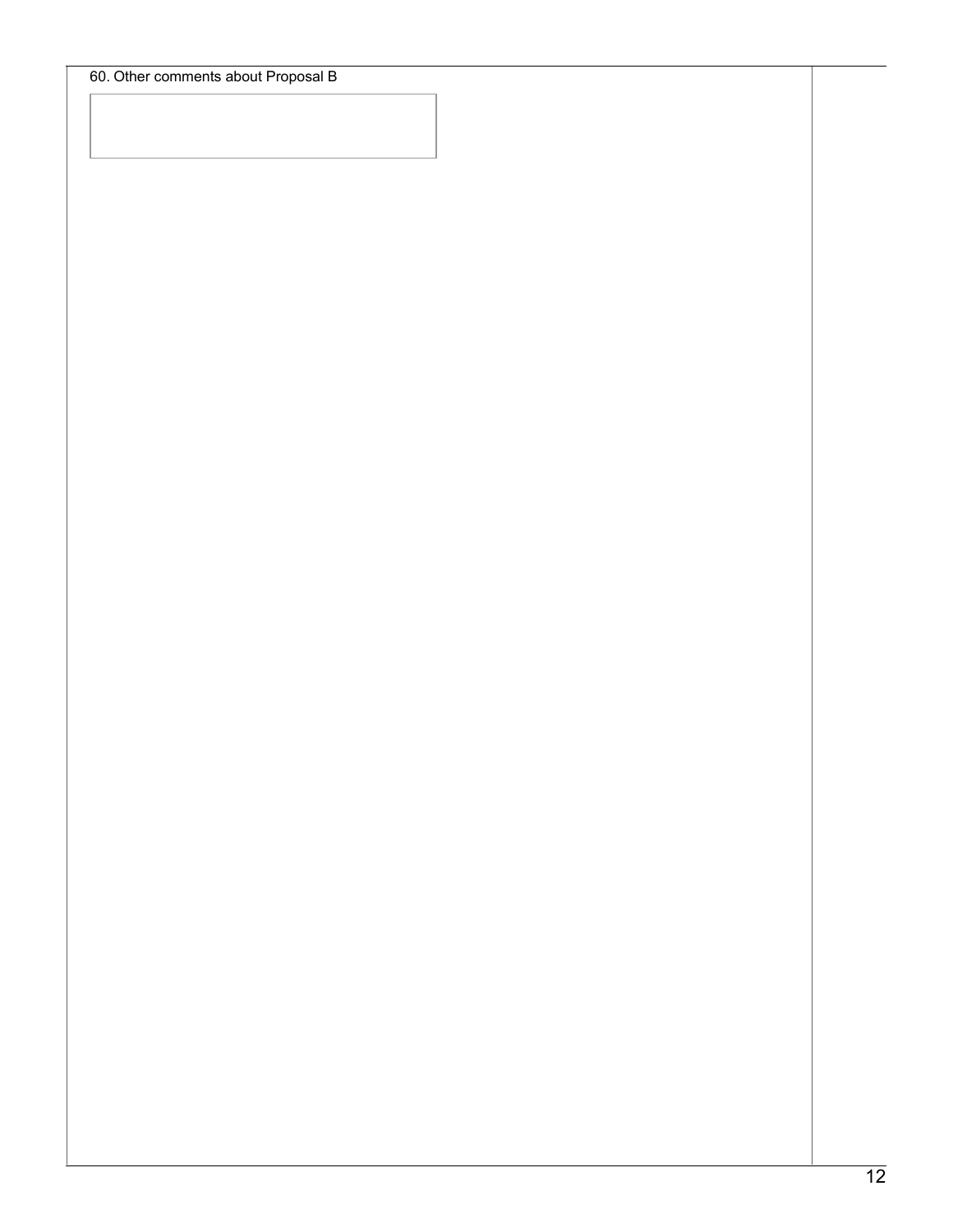60. Other comments about Proposal B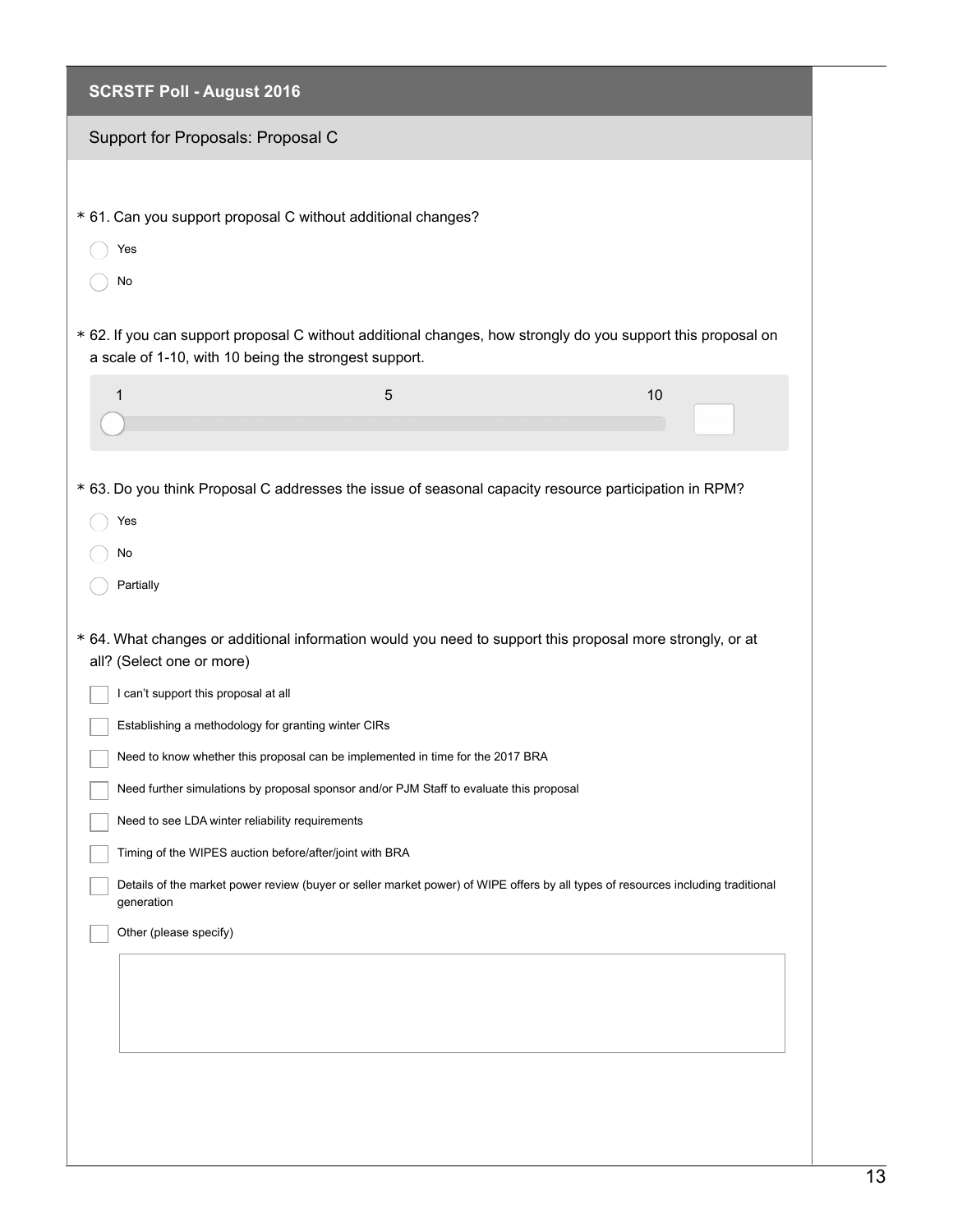## SCRSTF Poll - August 2016

### Support for Proposals: Proposal C

\* 61. Can you support proposal C without additional changes?

- ◯ Yes
- ◯ No

\* 62. If you can support proposal C without additional changes, how strongly do you support this proposal on a scale of 1-10, with 10 being the strongest support.

1 ... 5 ... 10 [ ]

\* 63. Do you think Proposal C addresses the issue of seasonal capacity resource participation in RPM?

- ◯ Yes
- ◯ No
- ◯ Partially

\* 64. What changes or additional information would you need to support this proposal more strongly, or at all? (Select one or more)

- [ ] I can't support this proposal at all
- [ ] Establishing a methodology for granting winter CIRs
- [ ] Need to know whether this proposal can be implemented in time for the 2017 BRA
- [ ] Need further simulations by proposal sponsor and/or PJM Staff to evaluate this proposal
- [ ] Need to see LDA winter reliability requirements
- [ ] Timing of the WIPES auction before/after/joint with BRA
- [ ] Details of the market power review (buyer or seller market power) of WIPE offers by all types of resources including traditional generation
- [ ] Other (please specify)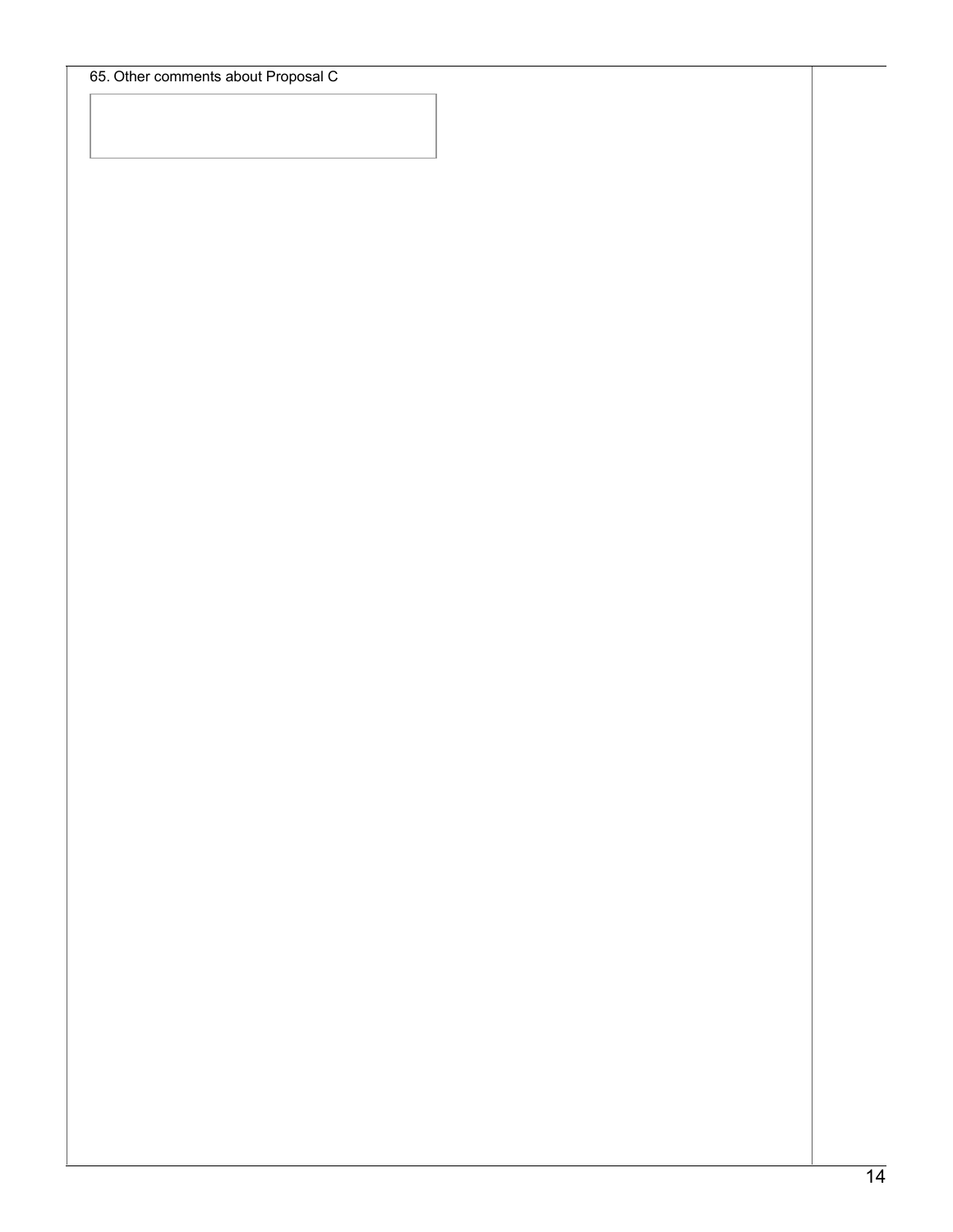65. Other comments about Proposal C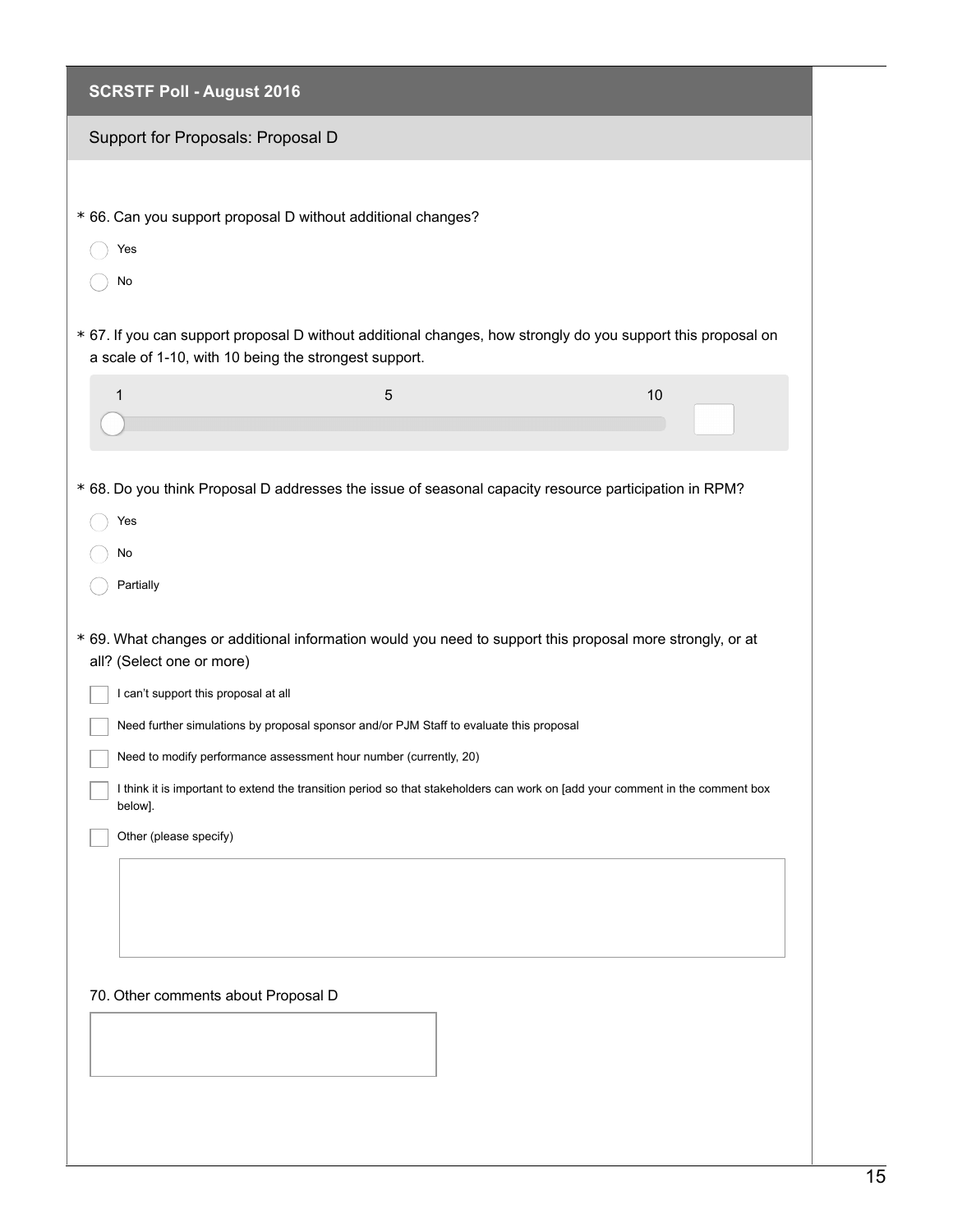## SCRSTF Poll - August 2016

### Support for Proposals: Proposal D

\* 66. Can you support proposal D without additional changes?

- ◯ Yes
- ◯ No

\* 67. If you can support proposal D without additional changes, how strongly do you support this proposal on a scale of 1-10, with 10 being the strongest support.

1 — 5 — 10

\* 68. Do you think Proposal D addresses the issue of seasonal capacity resource participation in RPM?

- ◯ Yes
- ◯ No
- ◯ Partially

\* 69. What changes or additional information would you need to support this proposal more strongly, or at all? (Select one or more)

- ☐ I can't support this proposal at all
- ☐ Need further simulations by proposal sponsor and/or PJM Staff to evaluate this proposal
- ☐ Need to modify performance assessment hour number (currently, 20)
- ☐ I think it is important to extend the transition period so that stakeholders can work on [add your comment in the comment box below].
- ☐ Other (please specify)

70. Other comments about Proposal D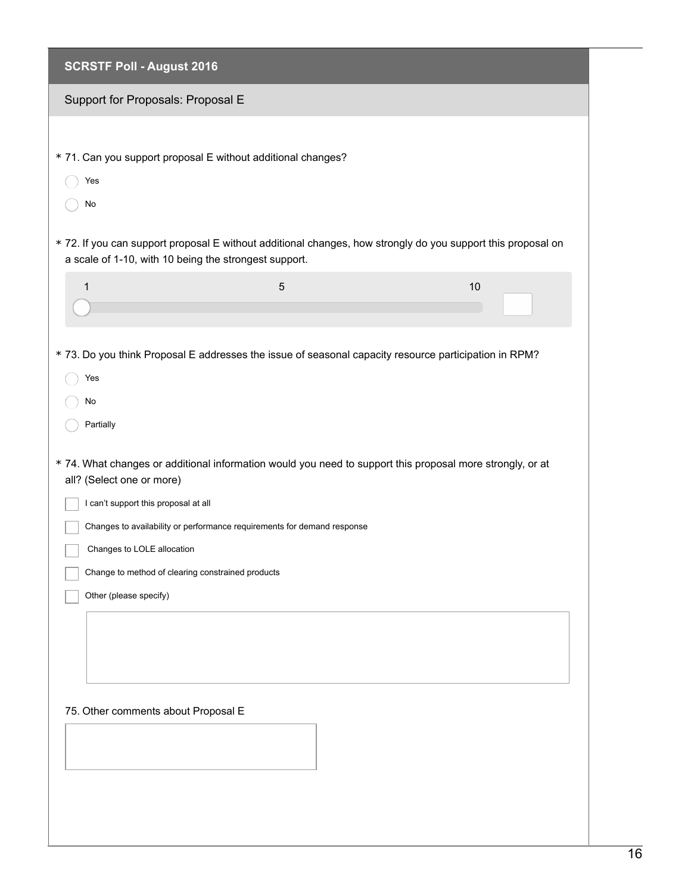## SCRSTF Poll - August 2016

### Support for Proposals: Proposal E

\* 71. Can you support proposal E without additional changes?

- ◯ Yes
- ◯ No

\* 72. If you can support proposal E without additional changes, how strongly do you support this proposal on a scale of 1-10, with 10 being the strongest support.

1 — 5 — 10

\* 73. Do you think Proposal E addresses the issue of seasonal capacity resource participation in RPM?

- ◯ Yes
- ◯ No
- ◯ Partially

\* 74. What changes or additional information would you need to support this proposal more strongly, or at all? (Select one or more)

- ☐ I can't support this proposal at all
- ☐ Changes to availability or performance requirements for demand response
- ☐ Changes to LOLE allocation
- ☐ Change to method of clearing constrained products
- ☐ Other (please specify)

75. Other comments about Proposal E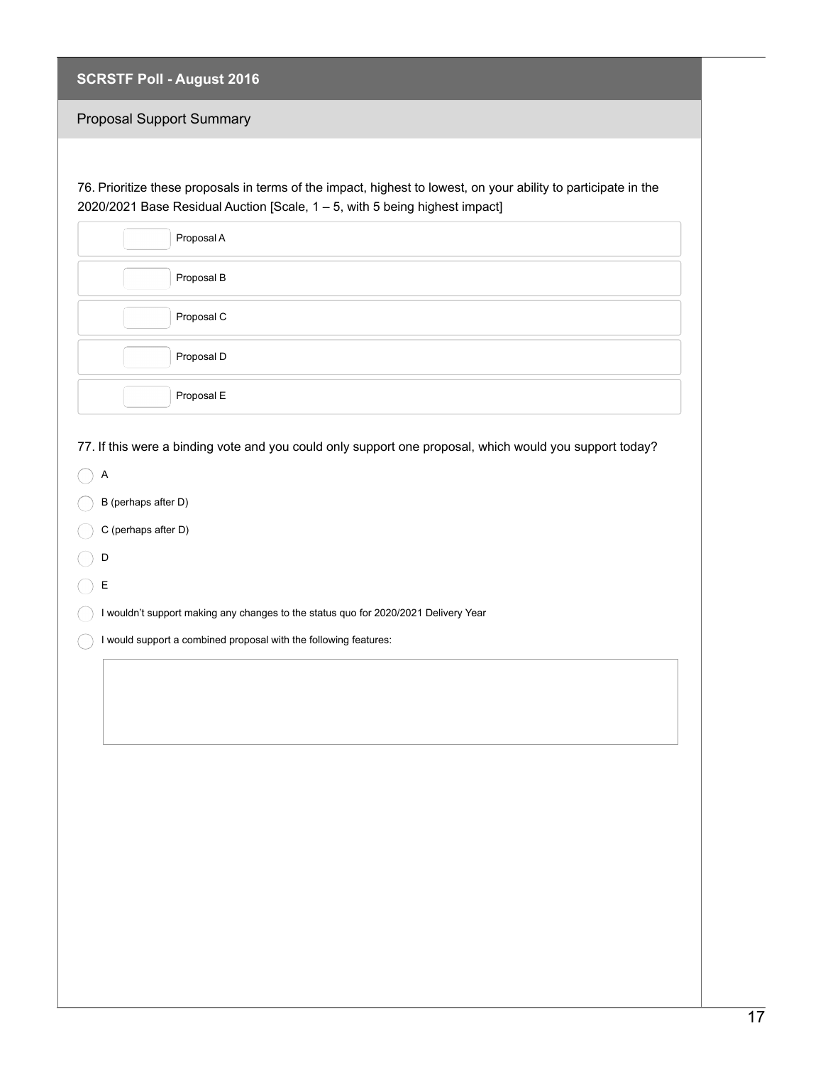## SCRSTF Poll - August 2016

### Proposal Support Summary

76. Prioritize these proposals in terms of the impact, highest to lowest, on your ability to participate in the 2020/2021 Base Residual Auction [Scale, 1 – 5, with 5 being highest impact]

- [ ] Proposal A
- [ ] Proposal B
- [ ] Proposal C
- [ ] Proposal D
- [ ] Proposal E

77. If this were a binding vote and you could only support one proposal, which would you support today?

- ○ A
- ○ B (perhaps after D)
- ○ C (perhaps after D)
- ○ D
- ○ E
- ○ I wouldn't support making any changes to the status quo for 2020/2021 Delivery Year
- ○ I would support a combined proposal with the following features: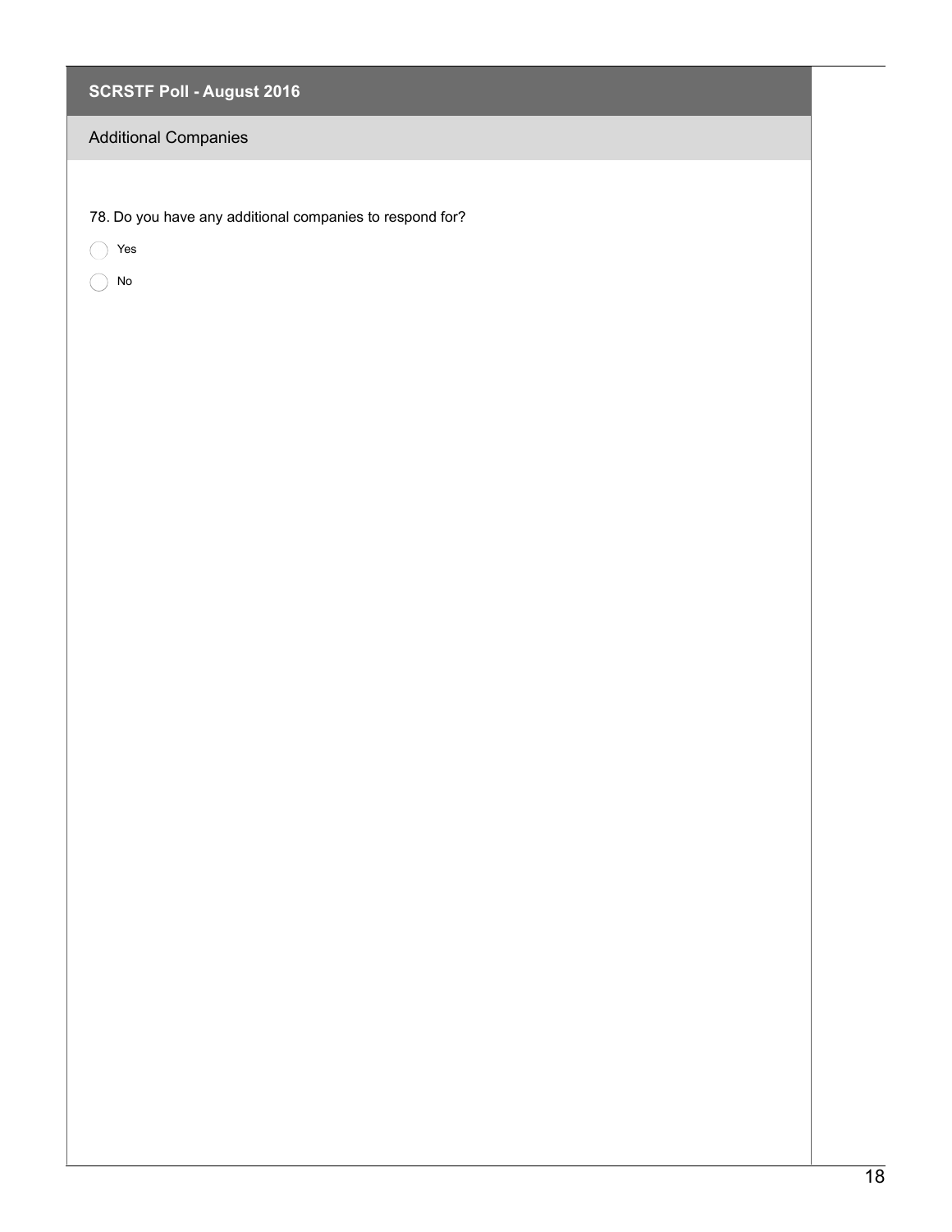## SCRSTF Poll - August 2016

### Additional Companies

78. Do you have any additional companies to respond for?

- ◯ Yes
- ◯ No